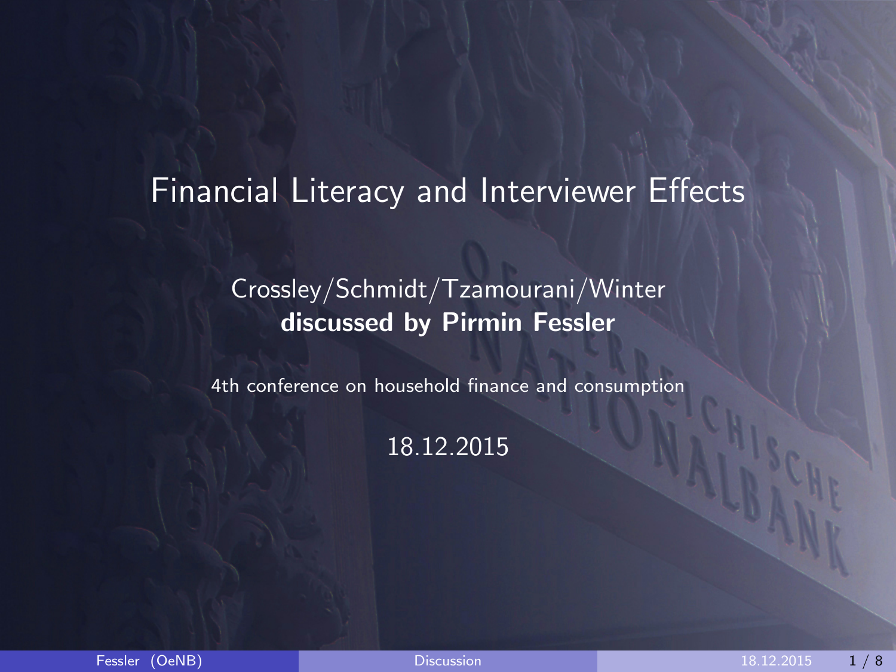# Financial Literacy and Interviewer Effects

Crossley/Schmidt/Tzamourani/Winter

**discussed by Pirmin Fessler**

4th conference on household finance and consumption

18.12.2015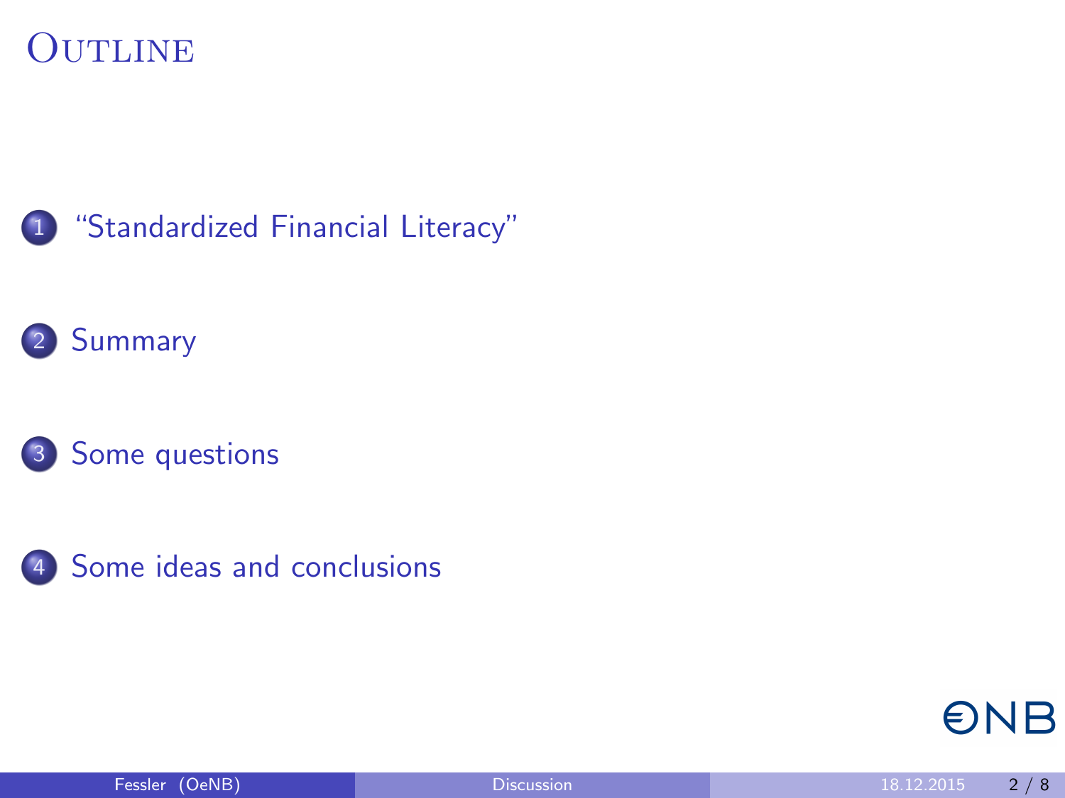# Outline

1. "Standardized Financial Literacy"
2. Summary
3. Some questions
4. Some ideas and conclusions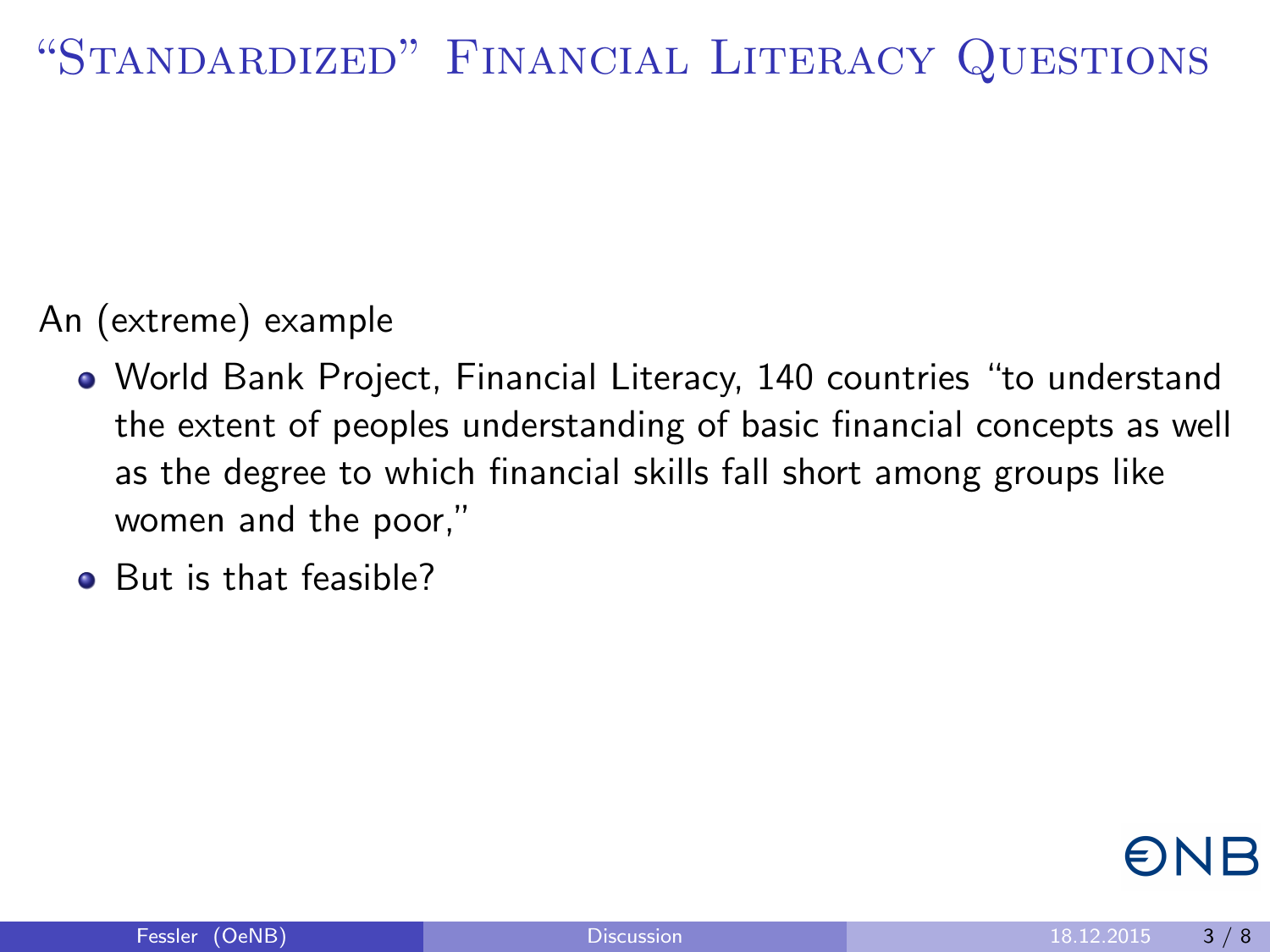# "Standardized" Financial Literacy Questions

An (extreme) example

- World Bank Project, Financial Literacy, 140 countries "to understand the extent of peoples understanding of basic financial concepts as well as the degree to which financial skills fall short among groups like women and the poor,"
- But is that feasible?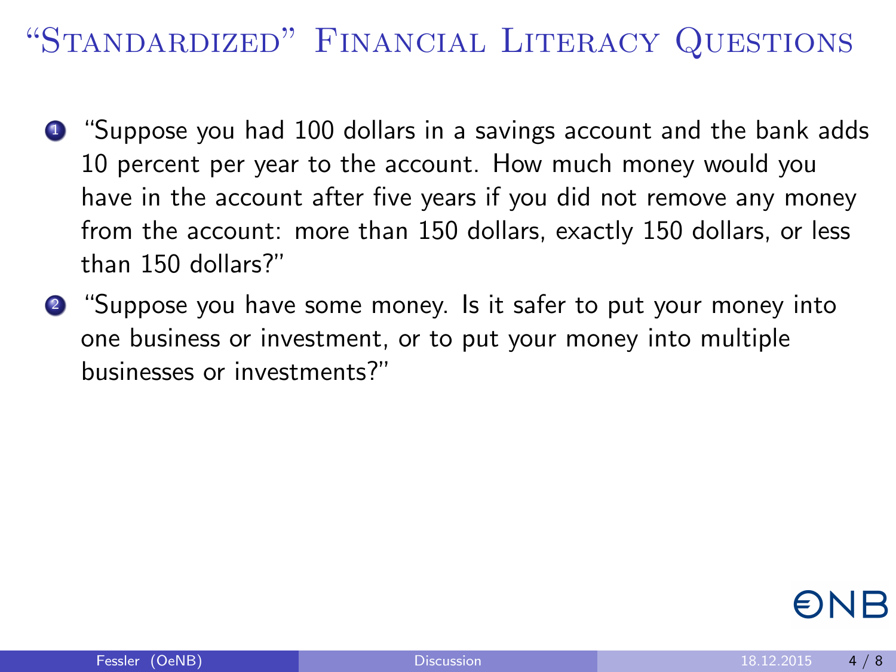# "Standardized" Financial Literacy Questions

1. "Suppose you had 100 dollars in a savings account and the bank adds 10 percent per year to the account. How much money would you have in the account after five years if you did not remove any money from the account: more than 150 dollars, exactly 150 dollars, or less than 150 dollars?"
2. "Suppose you have some money. Is it safer to put your money into one business or investment, or to put your money into multiple businesses or investments?"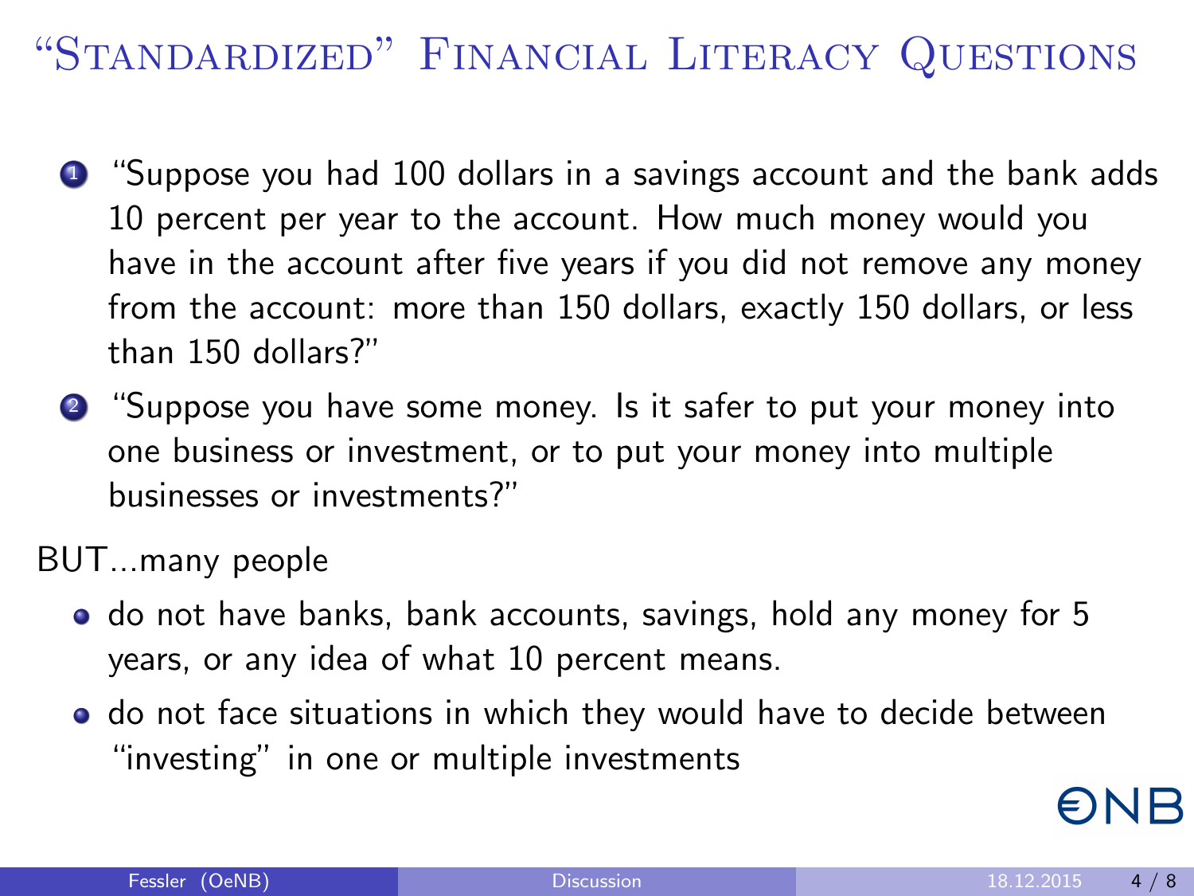# "Standardized" Financial Literacy Questions

1. "Suppose you had 100 dollars in a savings account and the bank adds 10 percent per year to the account. How much money would you have in the account after five years if you did not remove any money from the account: more than 150 dollars, exactly 150 dollars, or less than 150 dollars?"
2. "Suppose you have some money. Is it safer to put your money into one business or investment, or to put your money into multiple businesses or investments?"

BUT...many people

- do not have banks, bank accounts, savings, hold any money for 5 years, or any idea of what 10 percent means.
- do not face situations in which they would have to decide between "investing" in one or multiple investments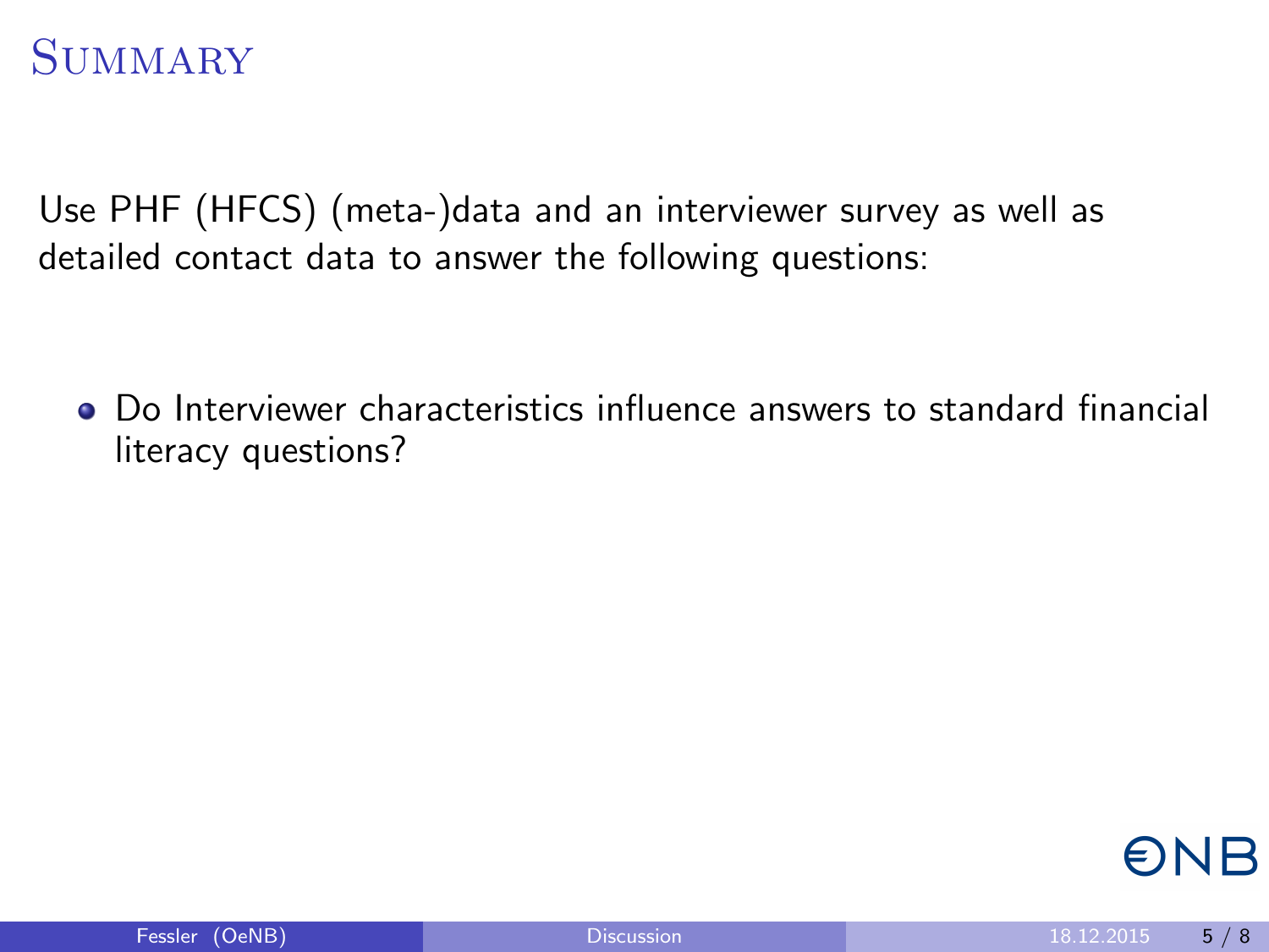# Summary

Use PHF (HFCS) (meta-)data and an interviewer survey as well as detailed contact data to answer the following questions:

- Do Interviewer characteristics influence answers to standard financial literacy questions?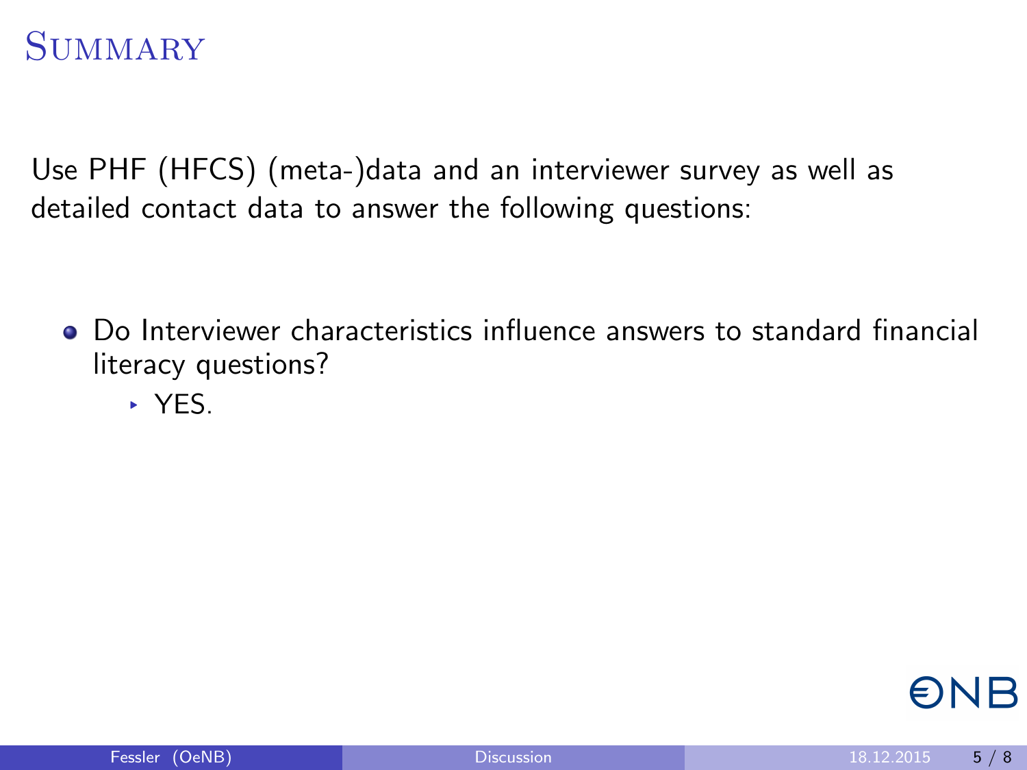# Summary

Use PHF (HFCS) (meta-)data and an interviewer survey as well as detailed contact data to answer the following questions:

- Do Interviewer characteristics influence answers to standard financial literacy questions?
  - YES.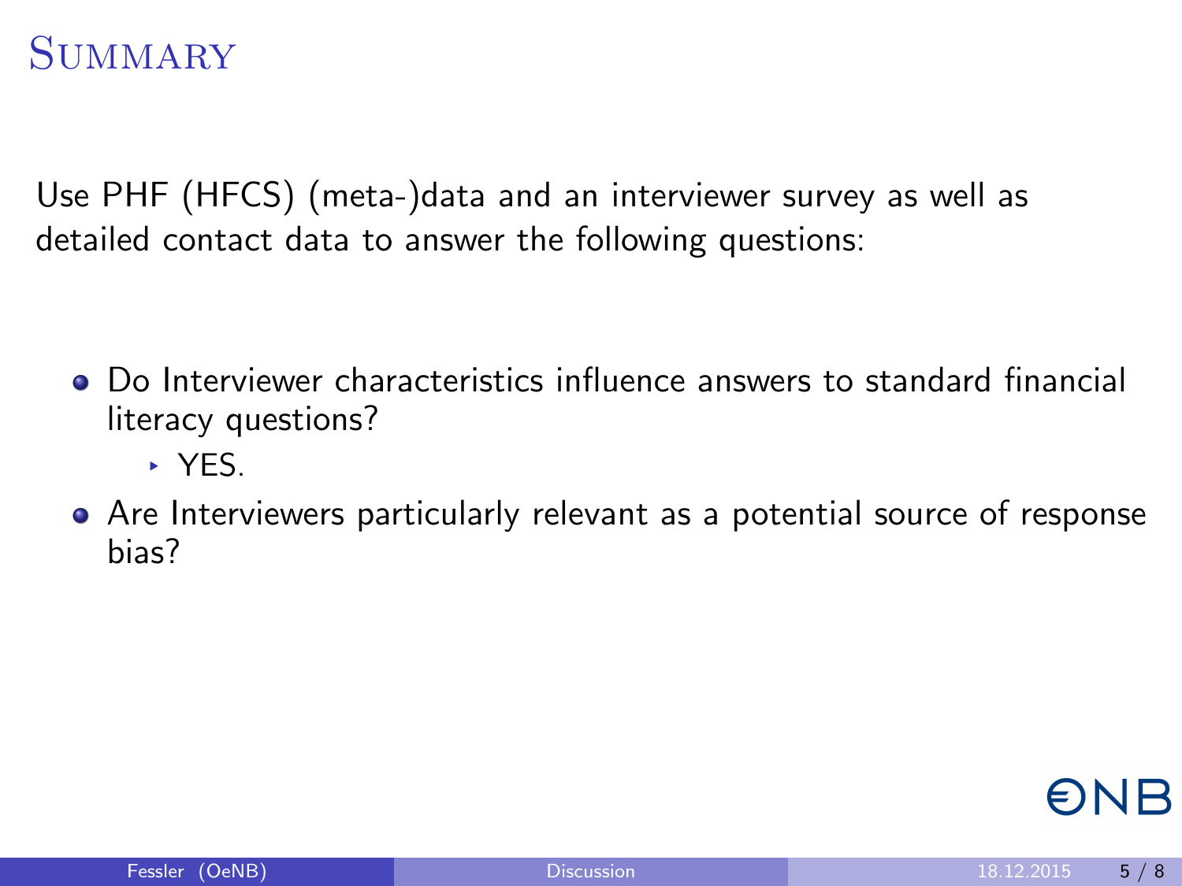# Summary

Use PHF (HFCS) (meta-)data and an interviewer survey as well as detailed contact data to answer the following questions:

- Do Interviewer characteristics influence answers to standard financial literacy questions?
  - YES.
- Are Interviewers particularly relevant as a potential source of response bias?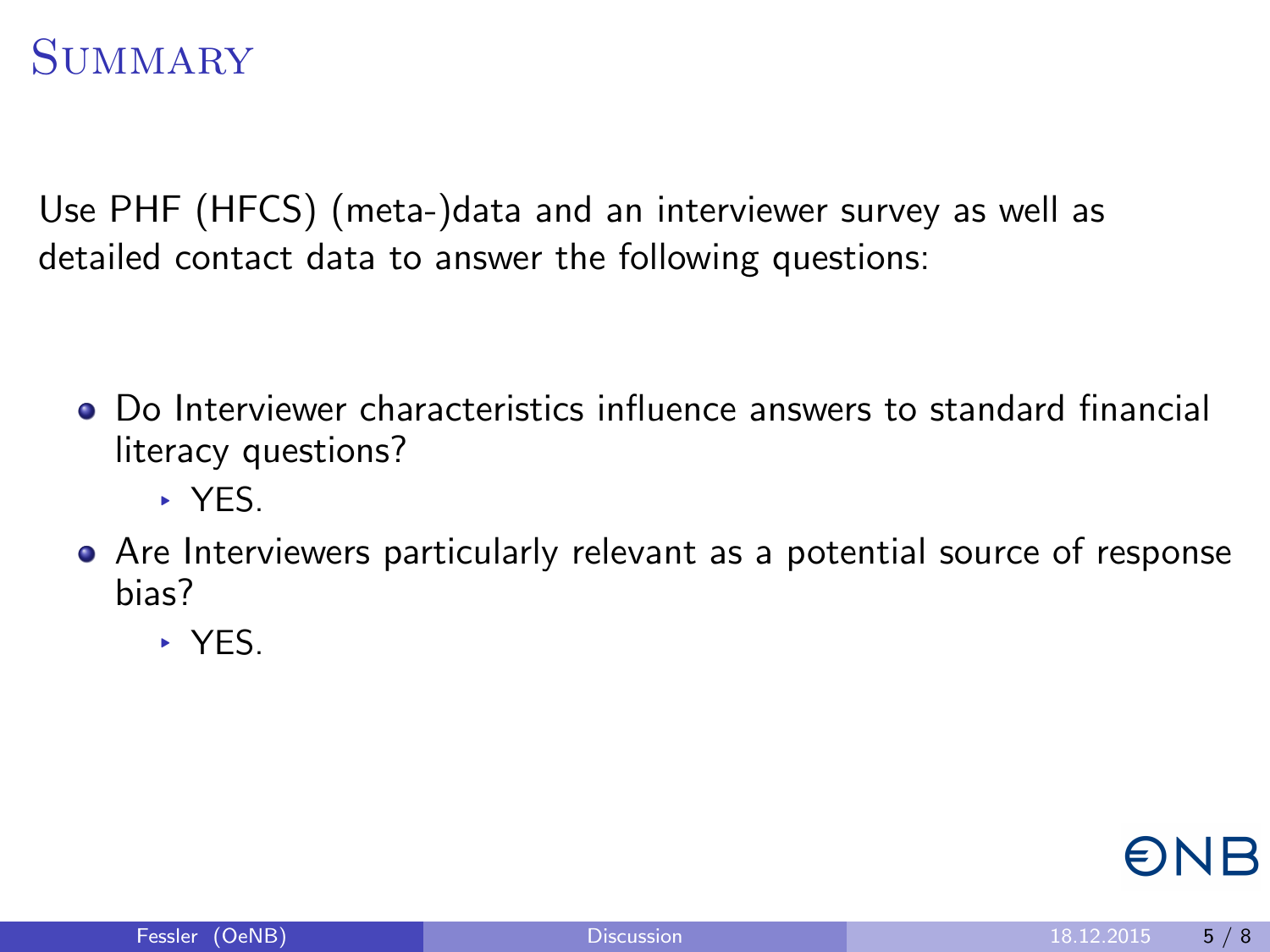# Summary

Use PHF (HFCS) (meta-)data and an interviewer survey as well as detailed contact data to answer the following questions:

- Do Interviewer characteristics influence answers to standard financial literacy questions?
  - YES.
- Are Interviewers particularly relevant as a potential source of response bias?
  - YES.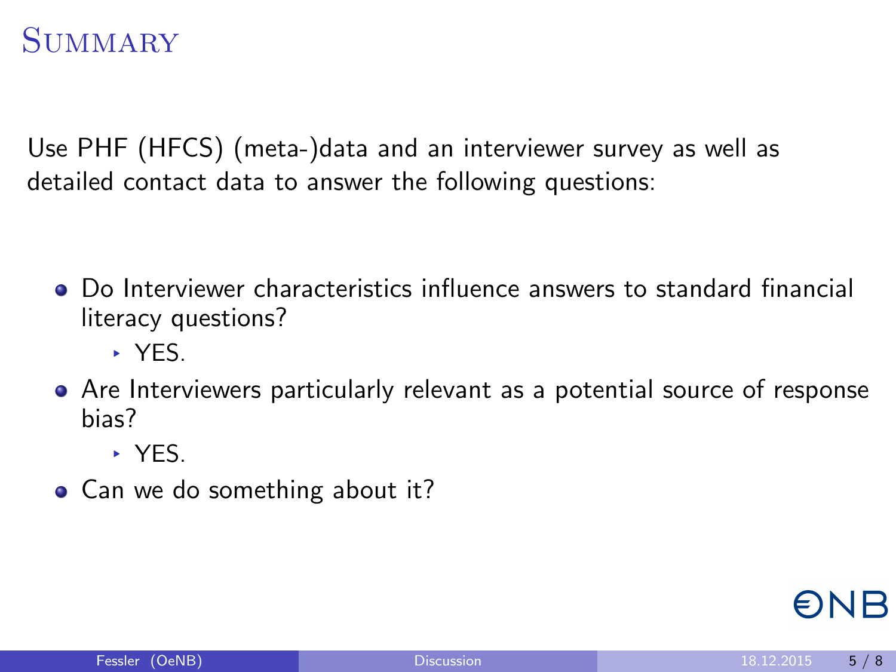# Summary

Use PHF (HFCS) (meta-)data and an interviewer survey as well as detailed contact data to answer the following questions:

- Do Interviewer characteristics influence answers to standard financial literacy questions?
  - YES.
- Are Interviewers particularly relevant as a potential source of response bias?
  - YES.
- Can we do something about it?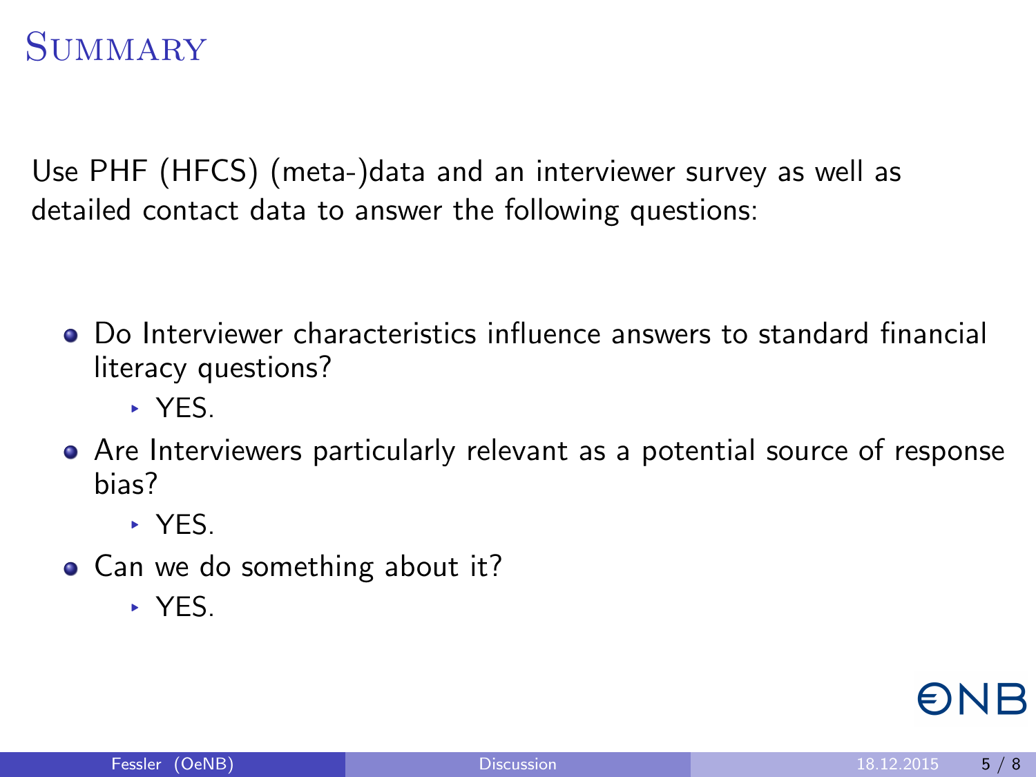# Summary

Use PHF (HFCS) (meta-)data and an interviewer survey as well as detailed contact data to answer the following questions:

- Do Interviewer characteristics influence answers to standard financial literacy questions?
  - YES.
- Are Interviewers particularly relevant as a potential source of response bias?
  - YES.
- Can we do something about it?
  - YES.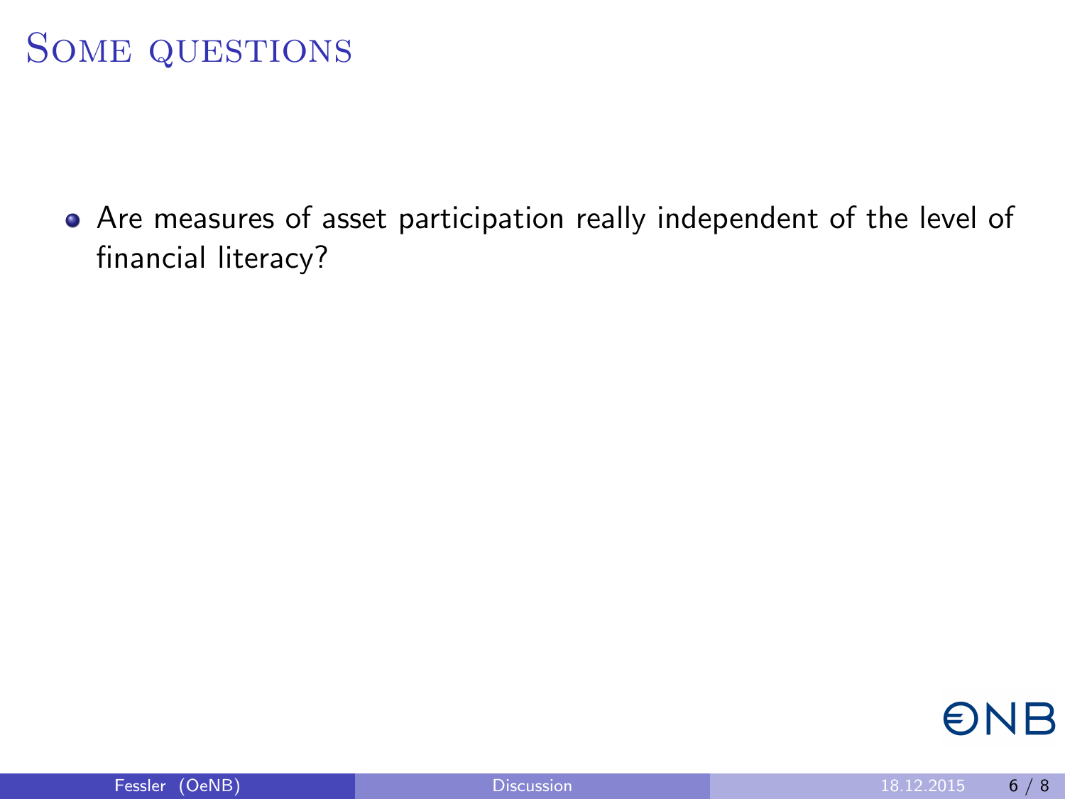# Some questions

- Are measures of asset participation really independent of the level of financial literacy?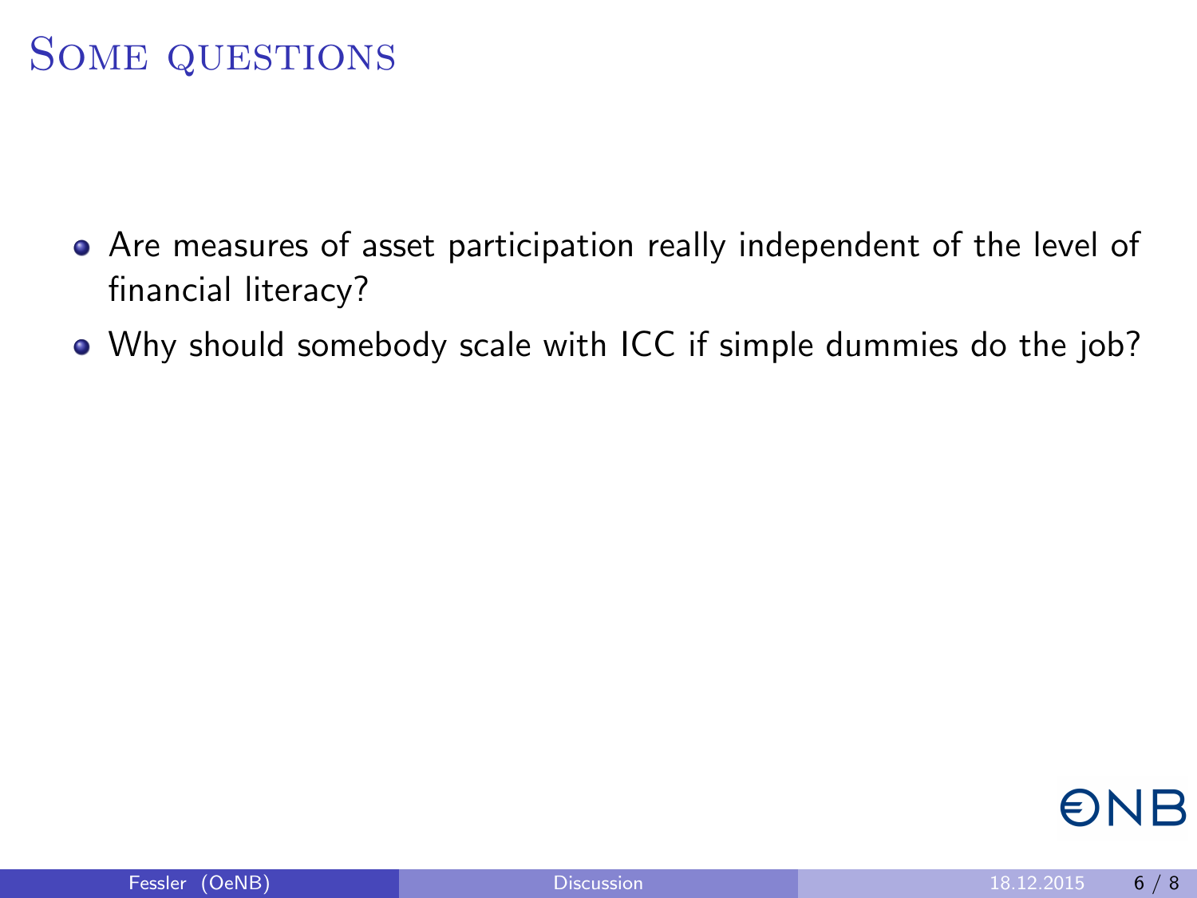# Some questions

- Are measures of asset participation really independent of the level of financial literacy?
- Why should somebody scale with ICC if simple dummies do the job?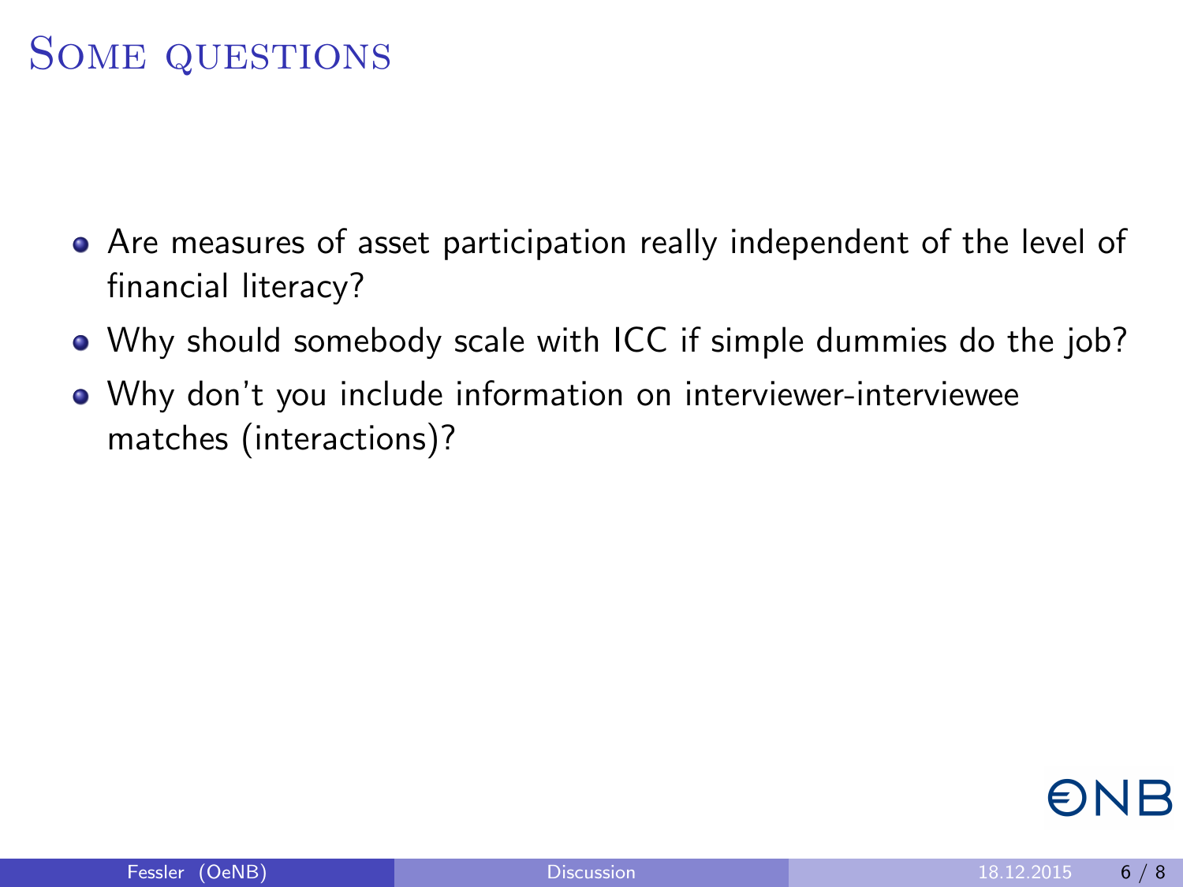# Some questions

- Are measures of asset participation really independent of the level of financial literacy?
- Why should somebody scale with ICC if simple dummies do the job?
- Why don't you include information on interviewer-interviewee matches (interactions)?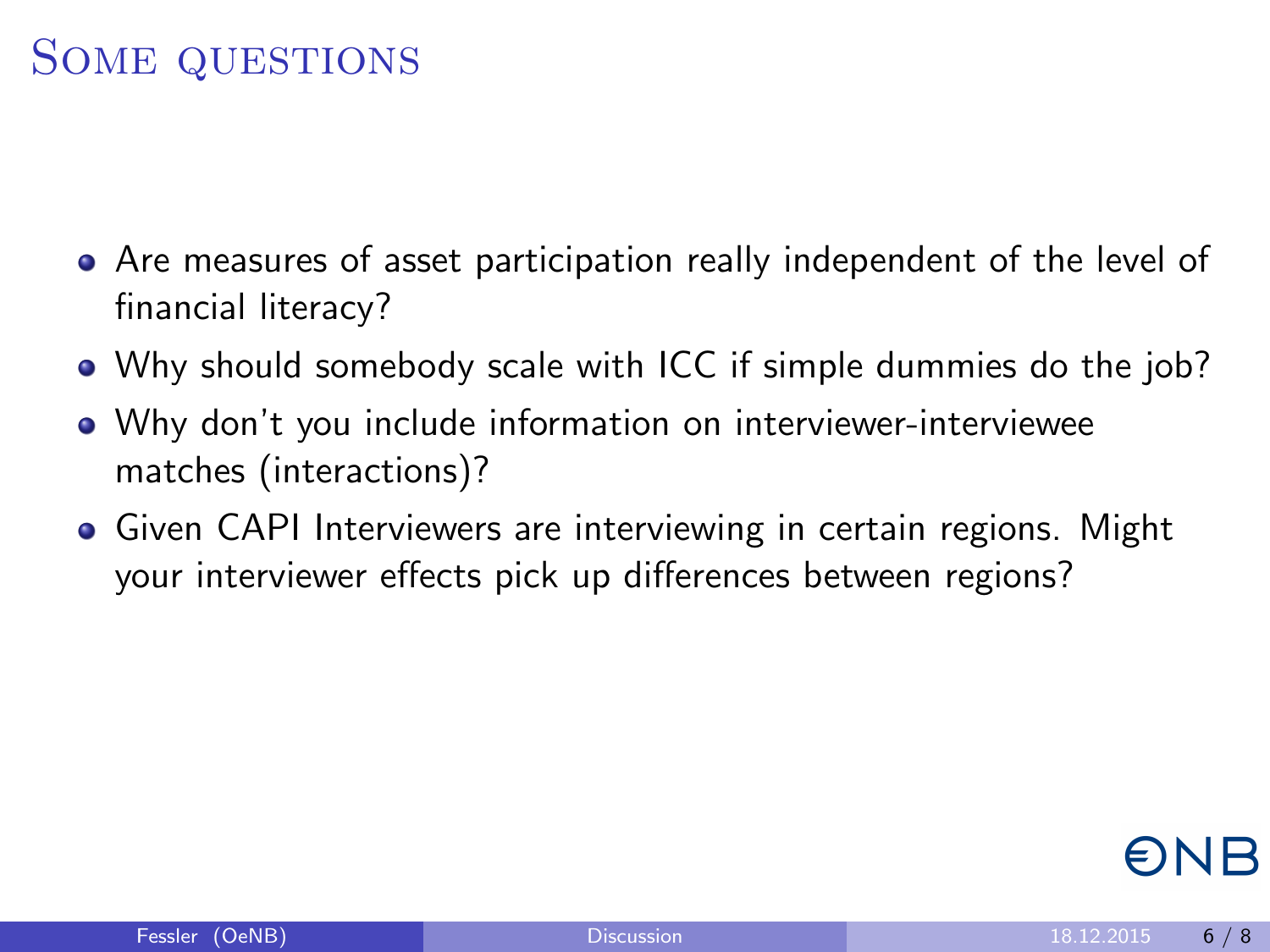# Some questions

- Are measures of asset participation really independent of the level of financial literacy?
- Why should somebody scale with ICC if simple dummies do the job?
- Why don't you include information on interviewer-interviewee matches (interactions)?
- Given CAPI Interviewers are interviewing in certain regions. Might your interviewer effects pick up differences between regions?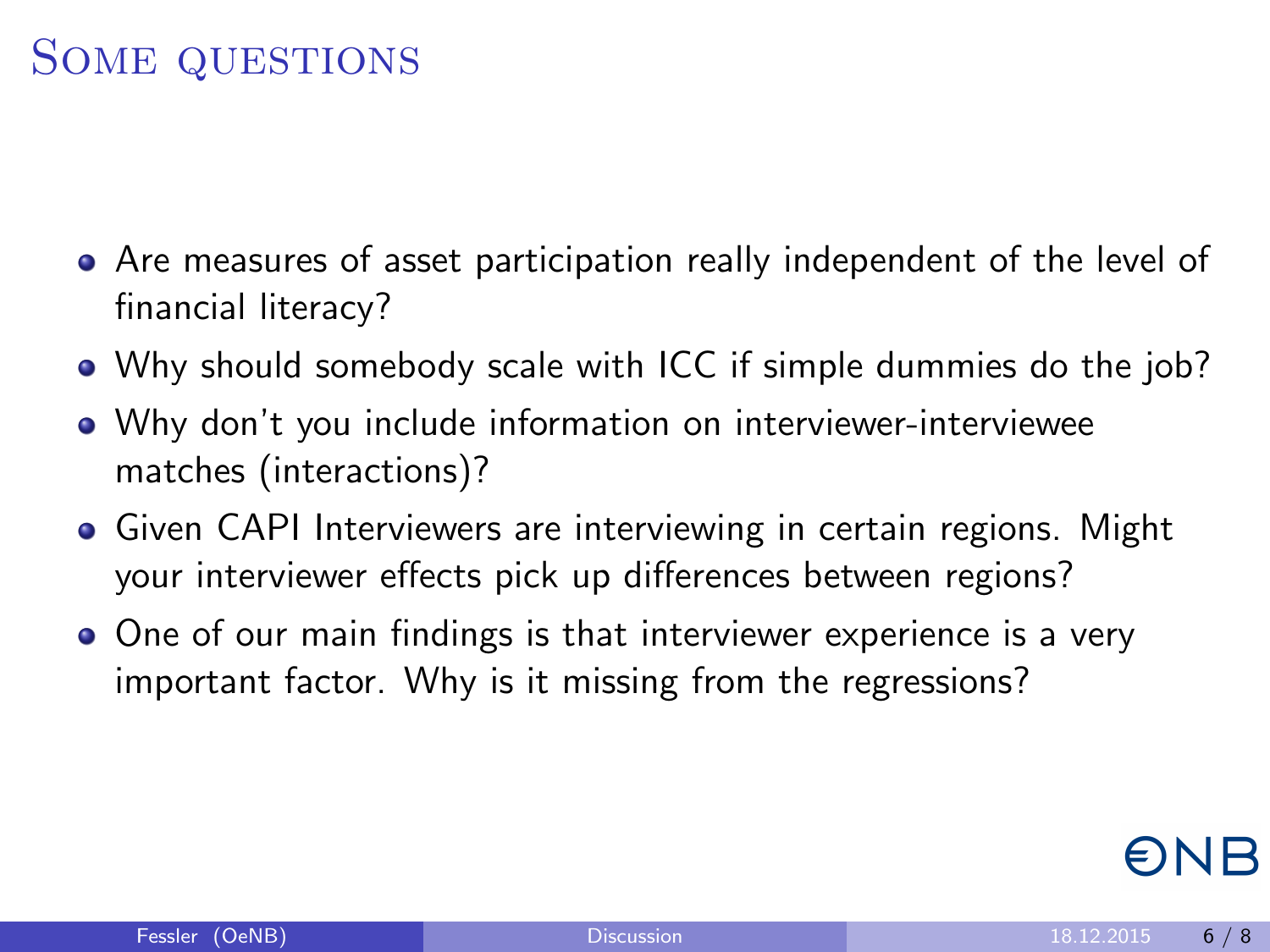# Some questions

- Are measures of asset participation really independent of the level of financial literacy?
- Why should somebody scale with ICC if simple dummies do the job?
- Why don't you include information on interviewer-interviewee matches (interactions)?
- Given CAPI Interviewers are interviewing in certain regions. Might your interviewer effects pick up differences between regions?
- One of our main findings is that interviewer experience is a very important factor. Why is it missing from the regressions?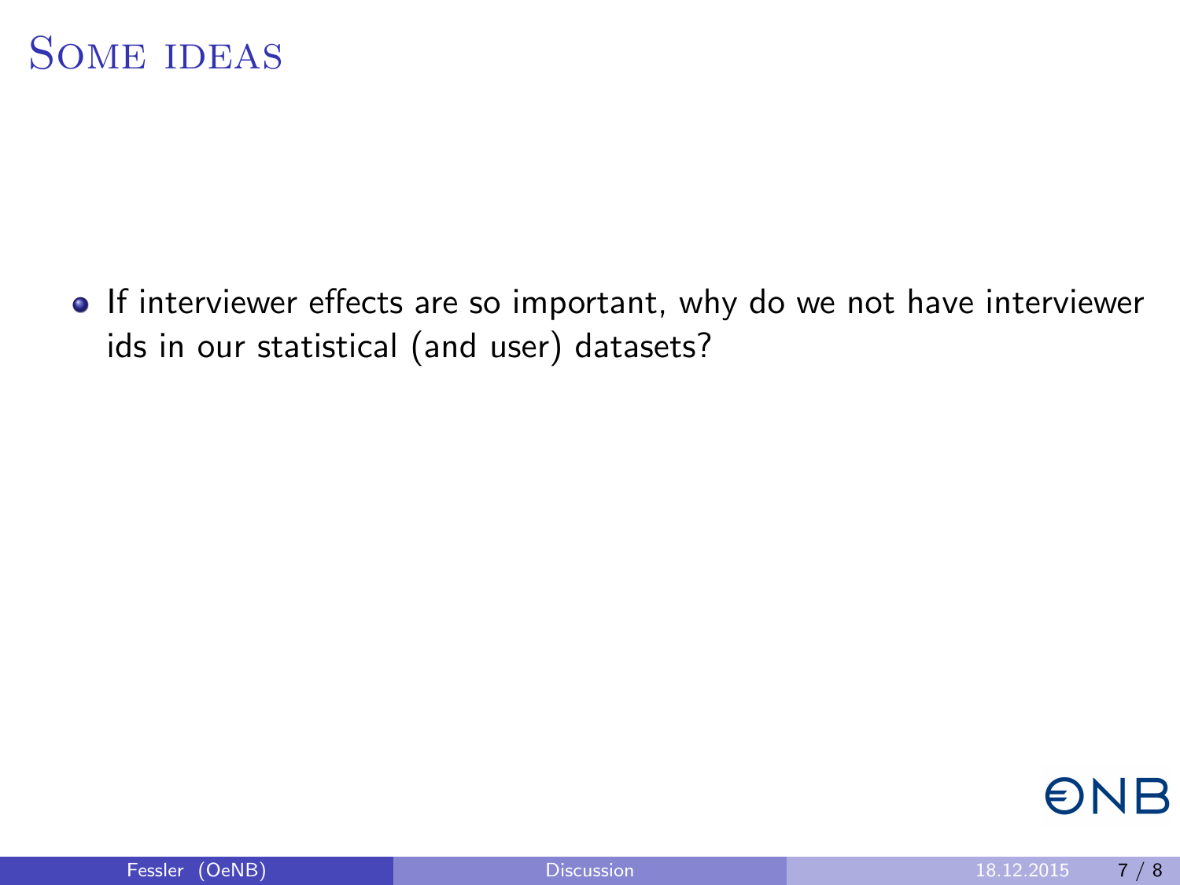# Some ideas

- If interviewer effects are so important, why do we not have interviewer ids in our statistical (and user) datasets?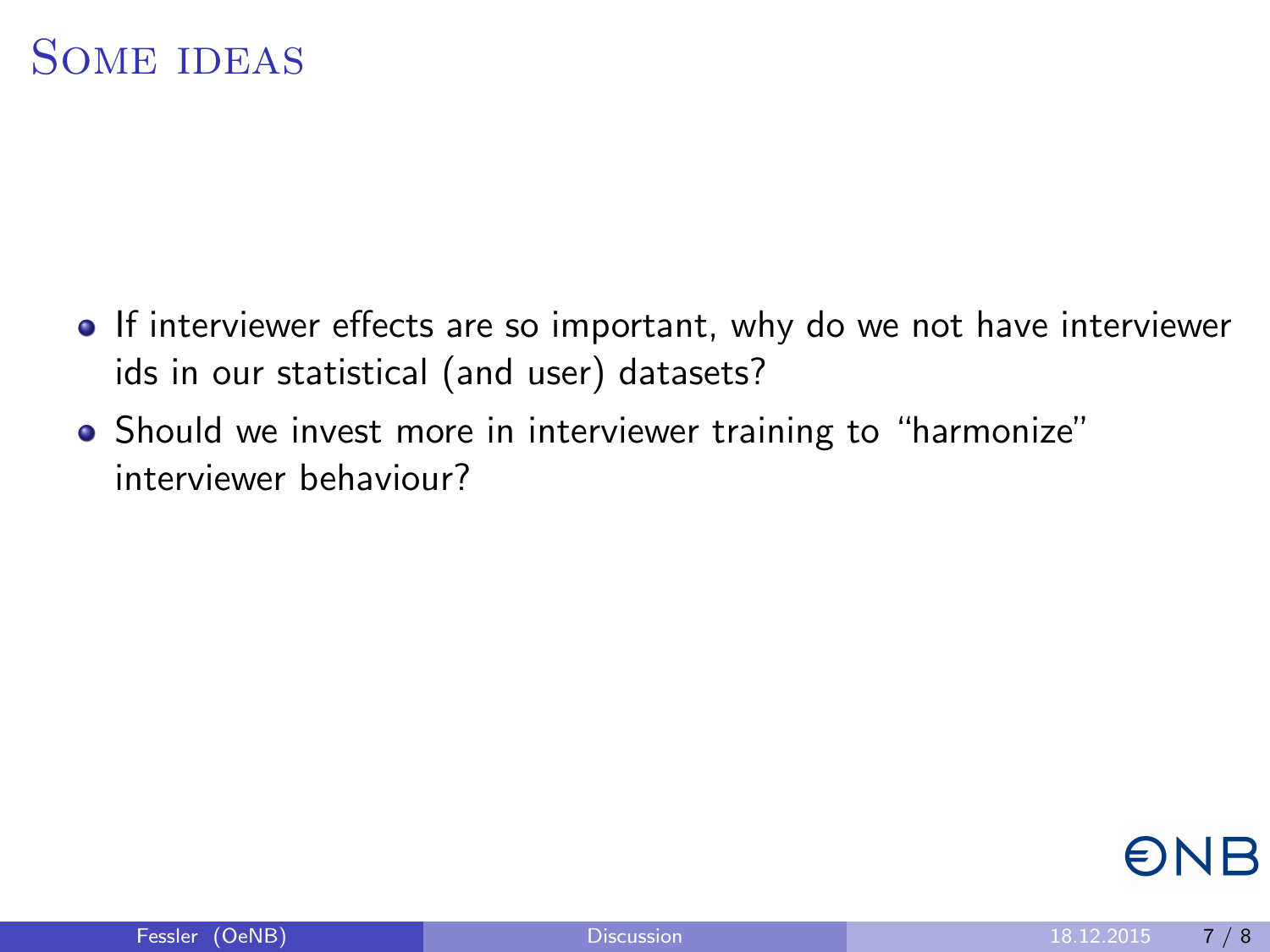# Some ideas

- If interviewer effects are so important, why do we not have interviewer ids in our statistical (and user) datasets?
- Should we invest more in interviewer training to "harmonize" interviewer behaviour?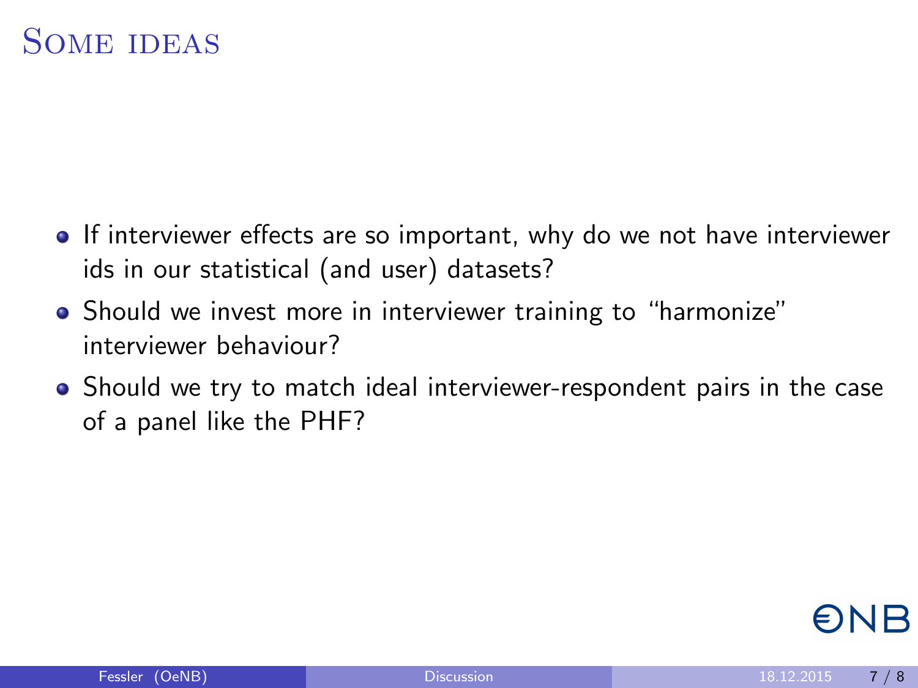# Some ideas

- If interviewer effects are so important, why do we not have interviewer ids in our statistical (and user) datasets?
- Should we invest more in interviewer training to "harmonize" interviewer behaviour?
- Should we try to match ideal interviewer-respondent pairs in the case of a panel like the PHF?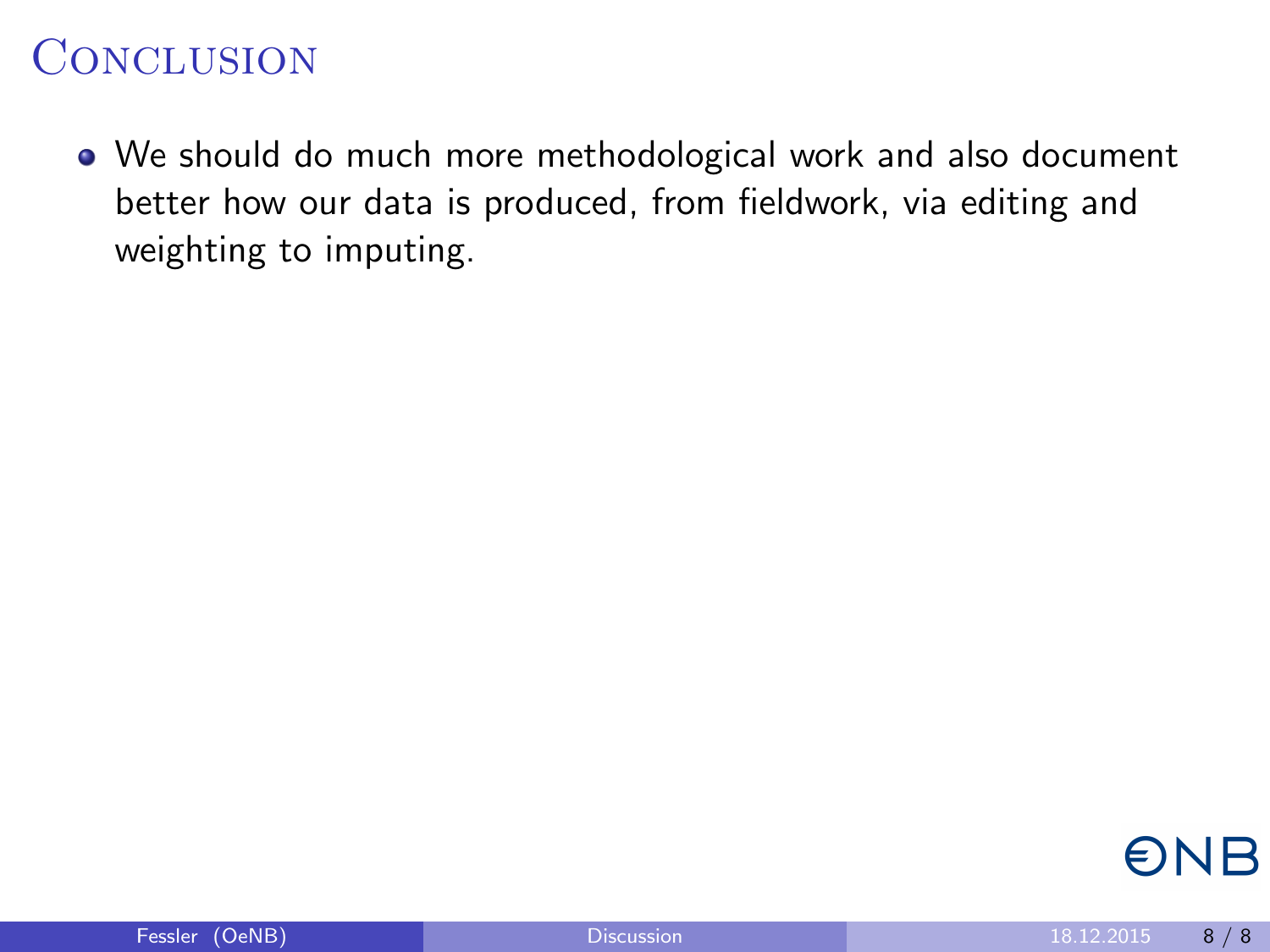# Conclusion

- We should do much more methodological work and also document better how our data is produced, from fieldwork, via editing and weighting to imputing.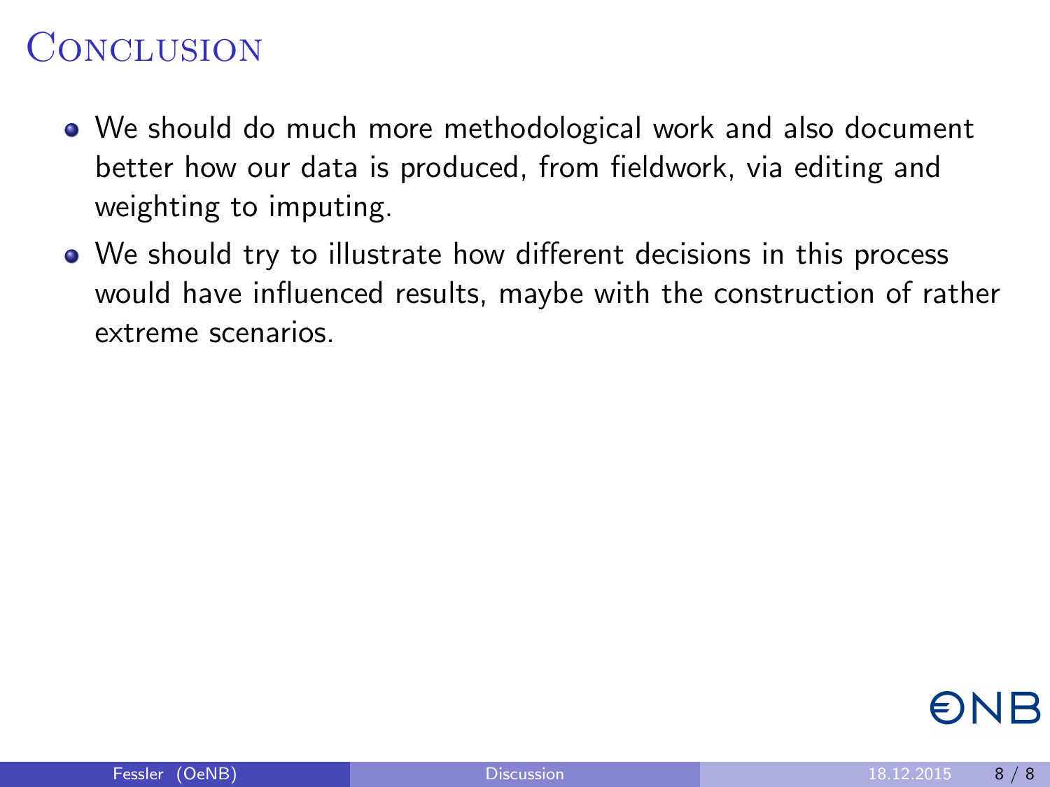# Conclusion

- We should do much more methodological work and also document better how our data is produced, from fieldwork, via editing and weighting to imputing.
- We should try to illustrate how different decisions in this process would have influenced results, maybe with the construction of rather extreme scenarios.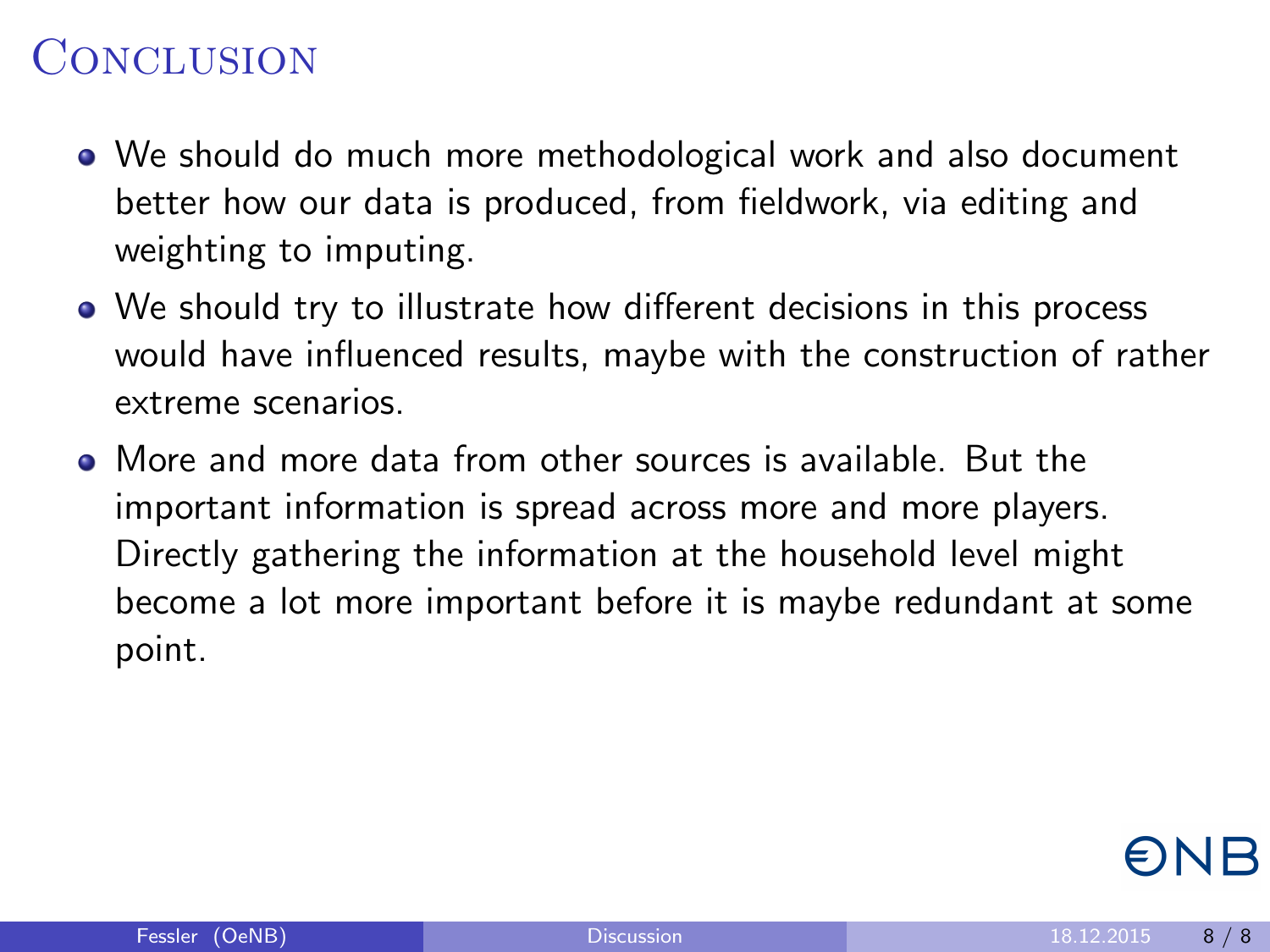# Conclusion

- We should do much more methodological work and also document better how our data is produced, from fieldwork, via editing and weighting to imputing.
- We should try to illustrate how different decisions in this process would have influenced results, maybe with the construction of rather extreme scenarios.
- More and more data from other sources is available. But the important information is spread across more and more players. Directly gathering the information at the household level might become a lot more important before it is maybe redundant at some point.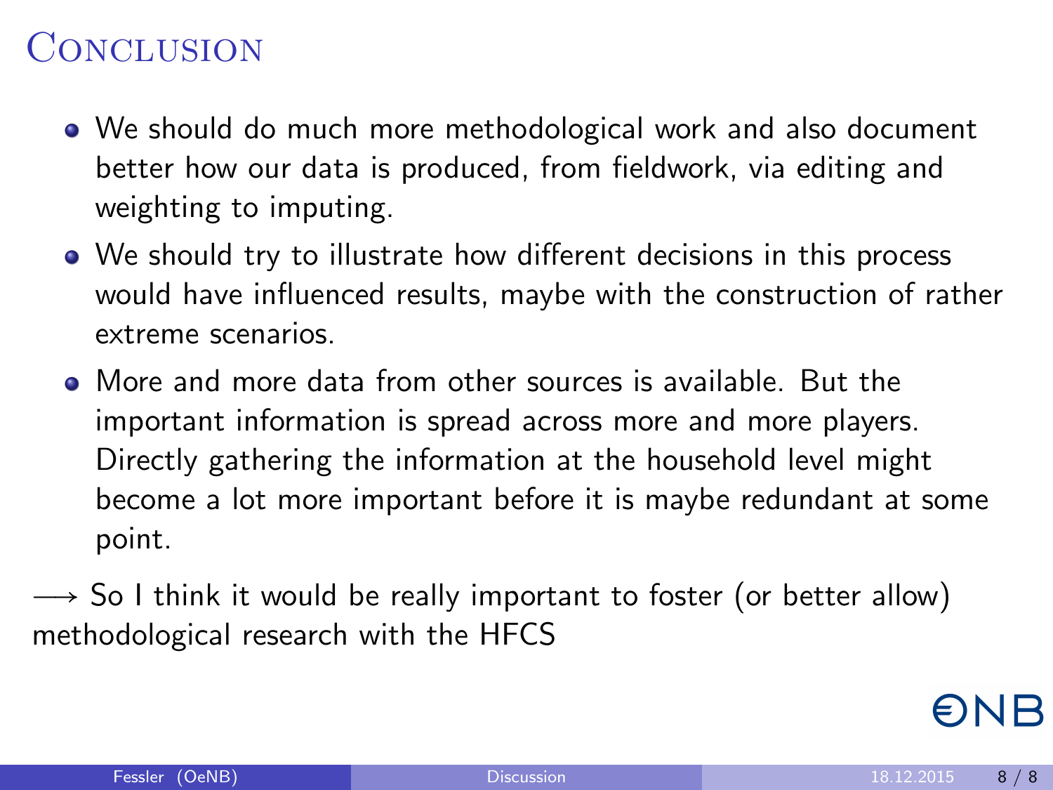# Conclusion

- We should do much more methodological work and also document better how our data is produced, from fieldwork, via editing and weighting to imputing.
- We should try to illustrate how different decisions in this process would have influenced results, maybe with the construction of rather extreme scenarios.
- More and more data from other sources is available. But the important information is spread across more and more players. Directly gathering the information at the household level might become a lot more important before it is maybe redundant at some point.

$\longrightarrow$ So I think it would be really important to foster (or better allow) methodological research with the HFCS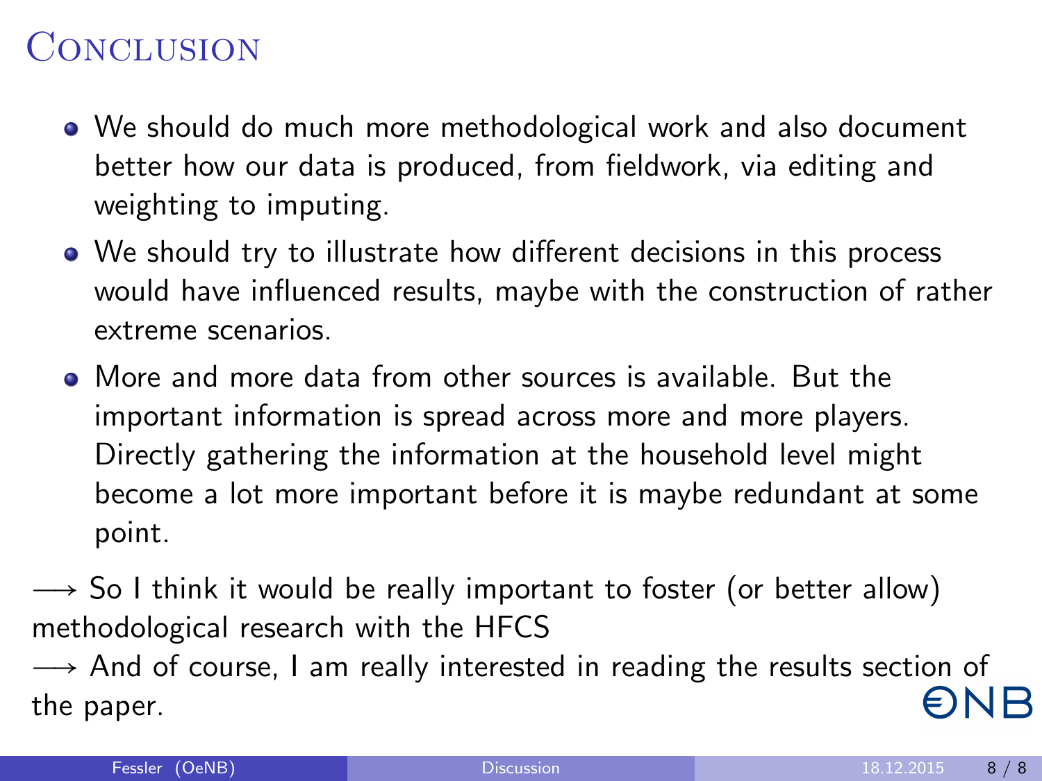# Conclusion

- We should do much more methodological work and also document better how our data is produced, from fieldwork, via editing and weighting to imputing.
- We should try to illustrate how different decisions in this process would have influenced results, maybe with the construction of rather extreme scenarios.
- More and more data from other sources is available. But the important information is spread across more and more players. Directly gathering the information at the household level might become a lot more important before it is maybe redundant at some point.

$\longrightarrow$ So I think it would be really important to foster (or better allow) methodological research with the HFCS

$\longrightarrow$ And of course, I am really interested in reading the results section of the paper.